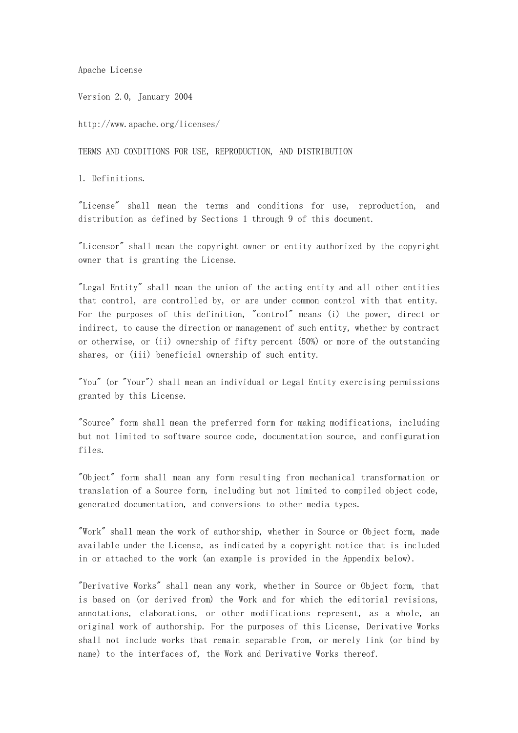Apache License

Version 2.0, January 2004

http://www.apache.org/licenses/

TERMS AND CONDITIONS FOR USE, REPRODUCTION, AND DISTRIBUTION

1. Definitions.

"License" shall mean the terms and conditions for use, reproduction, and distribution as defined by Sections 1 through 9 of this document.

"Licensor" shall mean the copyright owner or entity authorized by the copyright owner that is granting the License.

"Legal Entity" shall mean the union of the acting entity and all other entities that control, are controlled by, or are under common control with that entity. For the purposes of this definition, "control" means (i) the power, direct or indirect, to cause the direction or management of such entity, whether by contract or otherwise, or (ii) ownership of fifty percent (50%) or more of the outstanding shares, or (iii) beneficial ownership of such entity.

"You" (or "Your") shall mean an individual or Legal Entity exercising permissions granted by this License.

"Source" form shall mean the preferred form for making modifications, including but not limited to software source code, documentation source, and configuration files.

"Object" form shall mean any form resulting from mechanical transformation or translation of a Source form, including but not limited to compiled object code, generated documentation, and conversions to other media types.

"Work" shall mean the work of authorship, whether in Source or Object form, made available under the License, as indicated by a copyright notice that is included in or attached to the work (an example is provided in the Appendix below).

"Derivative Works" shall mean any work, whether in Source or Object form, that is based on (or derived from) the Work and for which the editorial revisions, annotations, elaborations, or other modifications represent, as a whole, an original work of authorship. For the purposes of this License, Derivative Works shall not include works that remain separable from, or merely link (or bind by name) to the interfaces of, the Work and Derivative Works thereof.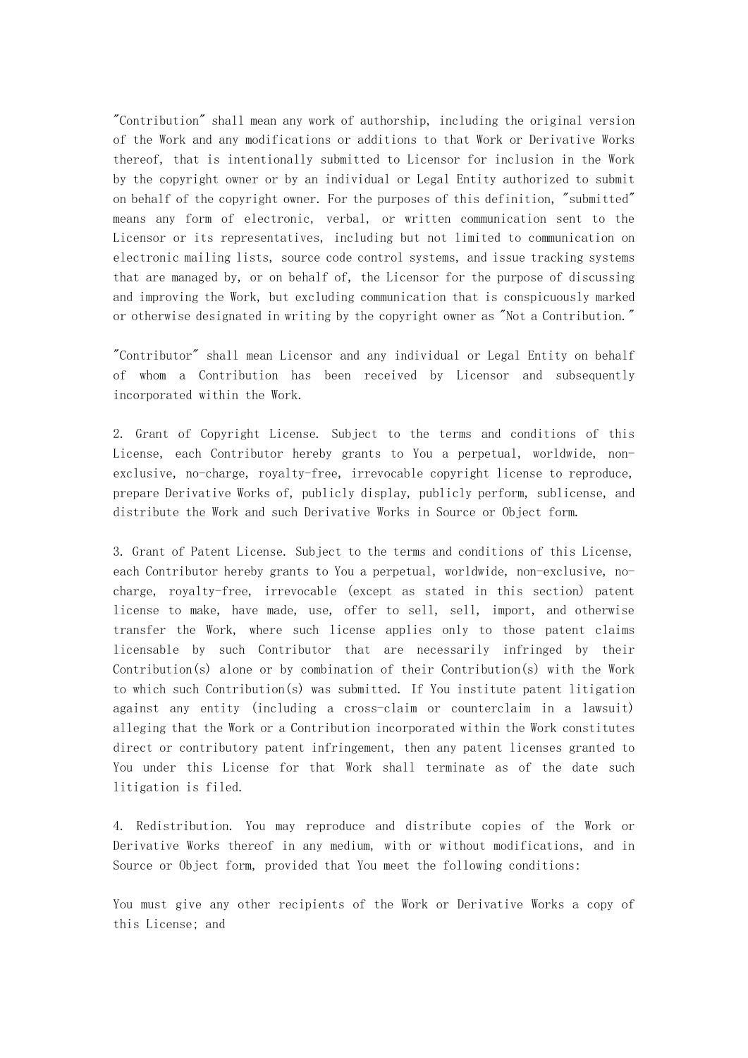"Contribution" shall mean any work of authorship, including the original version of the Work and any modifications or additions to that Work or Derivative Works thereof, that is intentionally submitted to Licensor for inclusion in the Work by the copyright owner or by an individual or Legal Entity authorized to submit on behalf of the copyright owner. For the purposes of this definition, "submitted" means any form of electronic, verbal, or written communication sent to the Licensor or its representatives, including but not limited to communication on electronic mailing lists, source code control systems, and issue tracking systems that are managed by, or on behalf of, the Licensor for the purpose of discussing and improving the Work, but excluding communication that is conspicuously marked or otherwise designated in writing by the copyright owner as "Not a Contribution."

"Contributor" shall mean Licensor and any individual or Legal Entity on behalf of whom a Contribution has been received by Licensor and subsequently incorporated within the Work.

2. Grant of Copyright License. Subject to the terms and conditions of this License, each Contributor hereby grants to You a perpetual, worldwide, non-exclusive, no-charge, royalty-free, irrevocable copyright license to reproduce, prepare Derivative Works of, publicly display, publicly perform, sublicense, and distribute the Work and such Derivative Works in Source or Object form.

3. Grant of Patent License. Subject to the terms and conditions of this License, each Contributor hereby grants to You a perpetual, worldwide, non-exclusive, no-charge, royalty-free, irrevocable (except as stated in this section) patent license to make, have made, use, offer to sell, sell, import, and otherwise transfer the Work, where such license applies only to those patent claims licensable by such Contributor that are necessarily infringed by their Contribution(s) alone or by combination of their Contribution(s) with the Work to which such Contribution(s) was submitted. If You institute patent litigation against any entity (including a cross-claim or counterclaim in a lawsuit) alleging that the Work or a Contribution incorporated within the Work constitutes direct or contributory patent infringement, then any patent licenses granted to You under this License for that Work shall terminate as of the date such litigation is filed.

4. Redistribution. You may reproduce and distribute copies of the Work or Derivative Works thereof in any medium, with or without modifications, and in Source or Object form, provided that You meet the following conditions:

You must give any other recipients of the Work or Derivative Works a copy of this License; and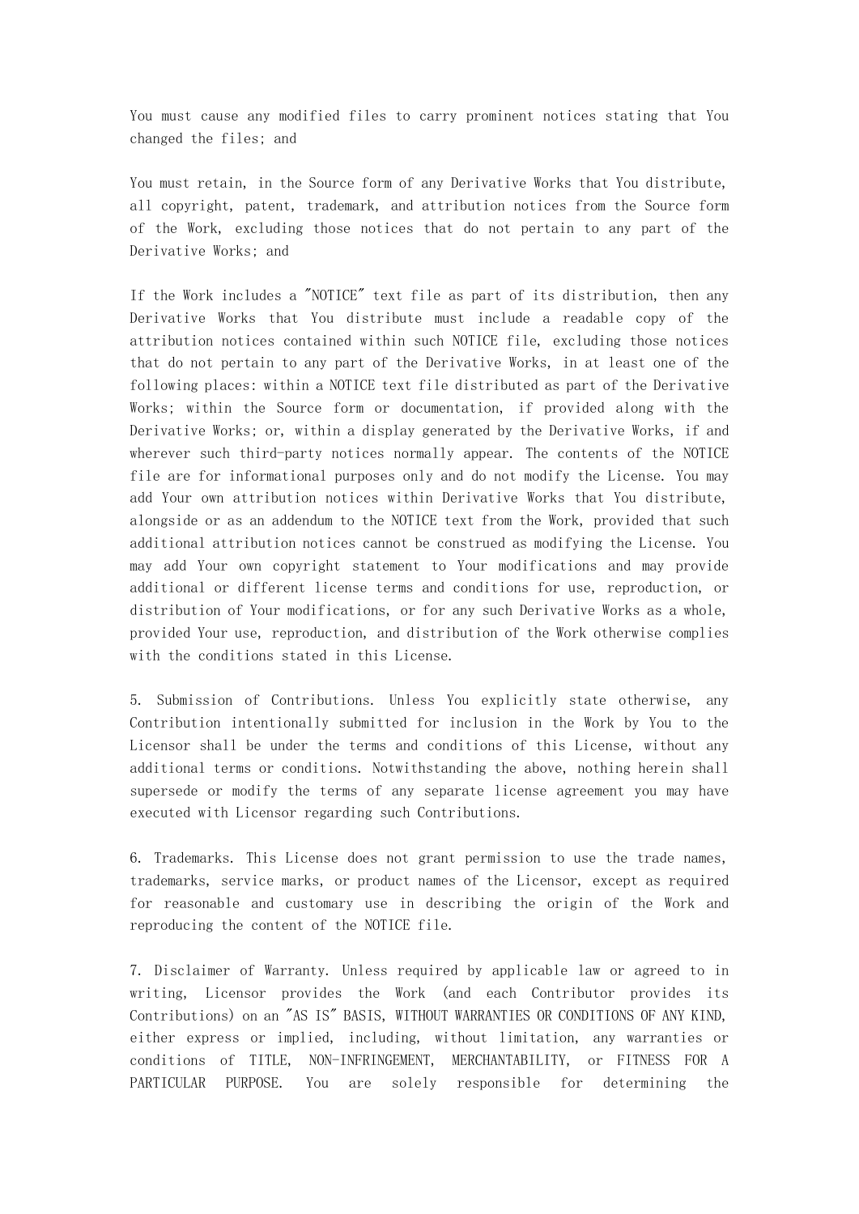You must cause any modified files to carry prominent notices stating that You changed the files; and

You must retain, in the Source form of any Derivative Works that You distribute, all copyright, patent, trademark, and attribution notices from the Source form of the Work, excluding those notices that do not pertain to any part of the Derivative Works; and

If the Work includes a "NOTICE" text file as part of its distribution, then any Derivative Works that You distribute must include a readable copy of the attribution notices contained within such NOTICE file, excluding those notices that do not pertain to any part of the Derivative Works, in at least one of the following places: within a NOTICE text file distributed as part of the Derivative Works; within the Source form or documentation, if provided along with the Derivative Works; or, within a display generated by the Derivative Works, if and wherever such third-party notices normally appear. The contents of the NOTICE file are for informational purposes only and do not modify the License. You may add Your own attribution notices within Derivative Works that You distribute, alongside or as an addendum to the NOTICE text from the Work, provided that such additional attribution notices cannot be construed as modifying the License. You may add Your own copyright statement to Your modifications and may provide additional or different license terms and conditions for use, reproduction, or distribution of Your modifications, or for any such Derivative Works as a whole, provided Your use, reproduction, and distribution of the Work otherwise complies with the conditions stated in this License.

5. Submission of Contributions. Unless You explicitly state otherwise, any Contribution intentionally submitted for inclusion in the Work by You to the Licensor shall be under the terms and conditions of this License, without any additional terms or conditions. Notwithstanding the above, nothing herein shall supersede or modify the terms of any separate license agreement you may have executed with Licensor regarding such Contributions.

6. Trademarks. This License does not grant permission to use the trade names, trademarks, service marks, or product names of the Licensor, except as required for reasonable and customary use in describing the origin of the Work and reproducing the content of the NOTICE file.

7. Disclaimer of Warranty. Unless required by applicable law or agreed to in writing, Licensor provides the Work (and each Contributor provides its Contributions) on an "AS IS" BASIS, WITHOUT WARRANTIES OR CONDITIONS OF ANY KIND, either express or implied, including, without limitation, any warranties or conditions of TITLE, NON-INFRINGEMENT, MERCHANTABILITY, or FITNESS FOR A PARTICULAR PURPOSE. You are solely responsible for determining the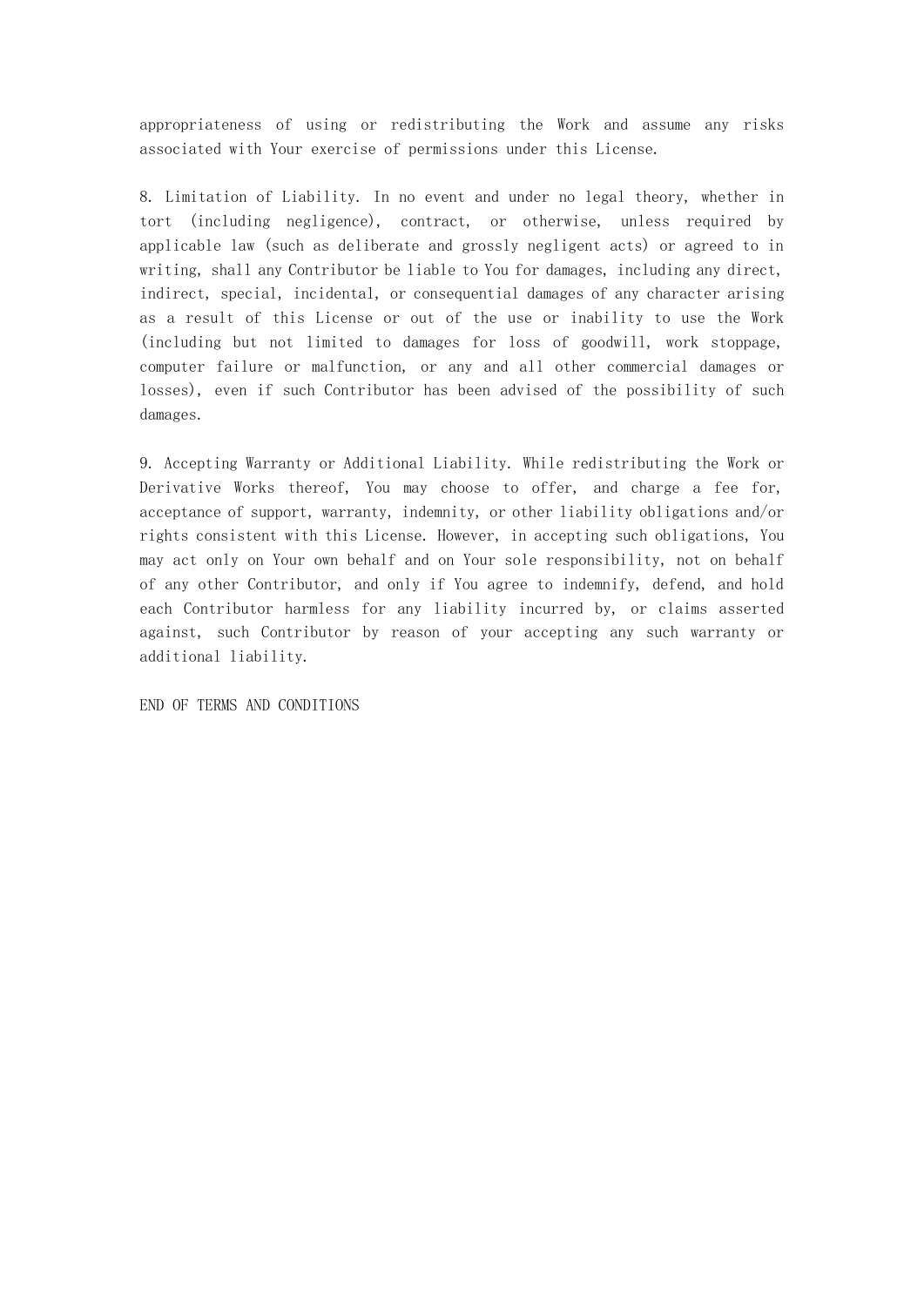appropriateness of using or redistributing the Work and assume any risks associated with Your exercise of permissions under this License.

8. Limitation of Liability. In no event and under no legal theory, whether in tort (including negligence), contract, or otherwise, unless required by applicable law (such as deliberate and grossly negligent acts) or agreed to in writing, shall any Contributor be liable to You for damages, including any direct, indirect, special, incidental, or consequential damages of any character arising as a result of this License or out of the use or inability to use the Work (including but not limited to damages for loss of goodwill, work stoppage, computer failure or malfunction, or any and all other commercial damages or losses), even if such Contributor has been advised of the possibility of such damages.

9. Accepting Warranty or Additional Liability. While redistributing the Work or Derivative Works thereof, You may choose to offer, and charge a fee for, acceptance of support, warranty, indemnity, or other liability obligations and/or rights consistent with this License. However, in accepting such obligations, You may act only on Your own behalf and on Your sole responsibility, not on behalf of any other Contributor, and only if You agree to indemnify, defend, and hold each Contributor harmless for any liability incurred by, or claims asserted against, such Contributor by reason of your accepting any such warranty or additional liability.

END OF TERMS AND CONDITIONS